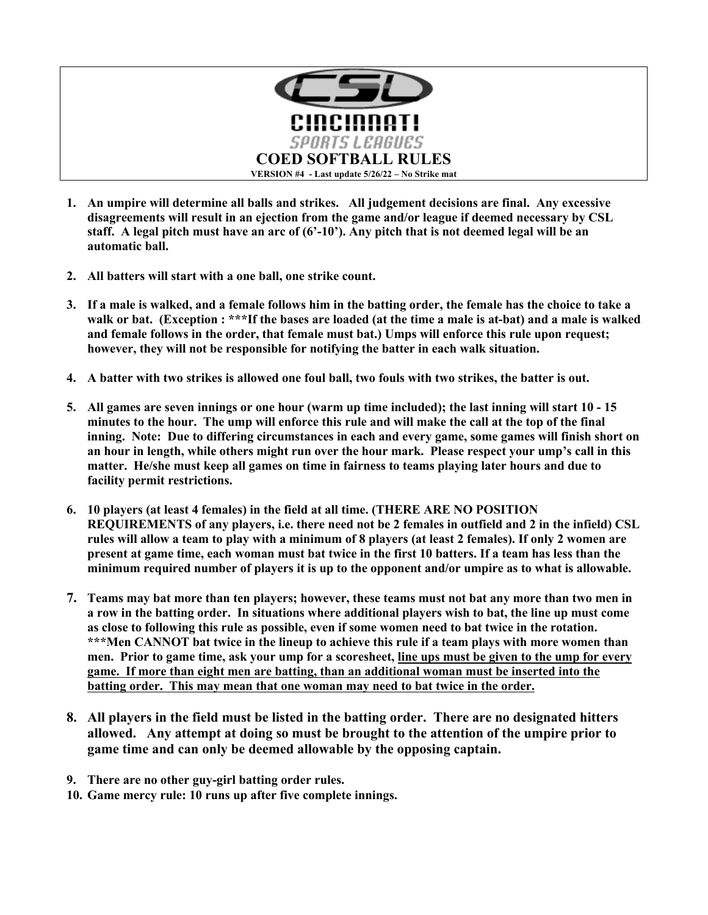CINCINNATI

SPORTS LEAGUES

# COED SOFTBALL RULES

**VERSION #4 - Last update 5/26/22 – No Strike mat**

1. **An umpire will determine all balls and strikes. All judgement decisions are final. Any excessive disagreements will result in an ejection from the game and/or league if deemed necessary by CSL staff. A legal pitch must have an arc of (6'-10'). Any pitch that is not deemed legal will be an automatic ball.**

2. **All batters will start with a one ball, one strike count.**

3. **If a male is walked, and a female follows him in the batting order, the female has the choice to take a walk or bat. (Exception : \*\*\*If the bases are loaded (at the time a male is at-bat) and a male is walked and female follows in the order, that female must bat.) Umps will enforce this rule upon request; however, they will not be responsible for notifying the batter in each walk situation.**

4. **A batter with two strikes is allowed one foul ball, two fouls with two strikes, the batter is out.**

5. **All games are seven innings or one hour (warm up time included); the last inning will start 10 - 15 minutes to the hour. The ump will enforce this rule and will make the call at the top of the final inning. Note: Due to differing circumstances in each and every game, some games will finish short on an hour in length, while others might run over the hour mark. Please respect your ump's call in this matter. He/she must keep all games on time in fairness to teams playing later hours and due to facility permit restrictions.**

6. **10 players (at least 4 females) in the field at all time. (THERE ARE NO POSITION REQUIREMENTS of any players, i.e. there need not be 2 females in outfield and 2 in the infield) CSL rules will allow a team to play with a minimum of 8 players (at least 2 females). If only 2 women are present at game time, each woman must bat twice in the first 10 batters. If a team has less than the minimum required number of players it is up to the opponent and/or umpire as to what is allowable.**

7. **Teams may bat more than ten players; however, these teams must not bat any more than two men in a row in the batting order. In situations where additional players wish to bat, the line up must come as close to following this rule as possible, even if some women need to bat twice in the rotation. \*\*\*Men CANNOT bat twice in the lineup to achieve this rule if a team plays with more women than men. Prior to game time, ask your ump for a scoresheet, <u>line ups must be given to the ump for every game. If more than eight men are batting, than an additional woman must be inserted into the batting order. This may mean that one woman may need to bat twice in the order.</u>**

8. **All players in the field must be listed in the batting order. There are no designated hitters allowed. Any attempt at doing so must be brought to the attention of the umpire prior to game time and can only be deemed allowable by the opposing captain.**

9. **There are no other guy-girl batting order rules.**

10. **Game mercy rule: 10 runs up after five complete innings.**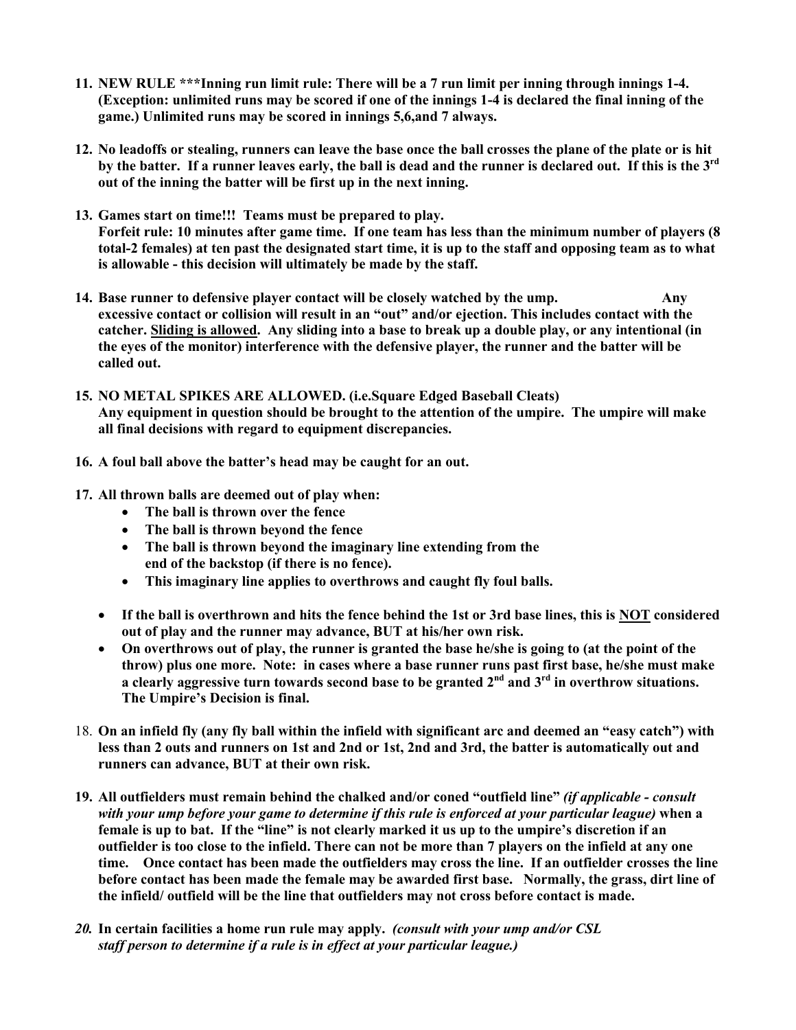11. **NEW RULE ***Inning run limit rule: There will be a 7 run limit per inning through innings 1-4. (Exception: unlimited runs may be scored if one of the innings 1-4 is declared the final inning of the game.) Unlimited runs may be scored in innings 5,6,and 7 always.**

12. **No leadoffs or stealing, runners can leave the base once the ball crosses the plane of the plate or is hit by the batter. If a runner leaves early, the ball is dead and the runner is declared out. If this is the 3rd out of the inning the batter will be first up in the next inning.**

13. **Games start on time!!! Teams must be prepared to play.**
    **Forfeit rule: 10 minutes after game time. If one team has less than the minimum number of players (8 total-2 females) at ten past the designated start time, it is up to the staff and opposing team as to what is allowable - this decision will ultimately be made by the staff.**

14. **Base runner to defensive player contact will be closely watched by the ump. Any excessive contact or collision will result in an "out" and/or ejection. This includes contact with the catcher. <u>Sliding is allowed</u>. Any sliding into a base to break up a double play, or any intentional (in the eyes of the monitor) interference with the defensive player, the runner and the batter will be called out.**

15. **NO METAL SPIKES ARE ALLOWED. (i.e.Square Edged Baseball Cleats)**
    **Any equipment in question should be brought to the attention of the umpire. The umpire will make all final decisions with regard to equipment discrepancies.**

16. **A foul ball above the batter's head may be caught for an out.**

17. **All thrown balls are deemed out of play when:**
    - **The ball is thrown over the fence**
    - **The ball is thrown beyond the fence**
    - **The ball is thrown beyond the imaginary line extending from the end of the backstop (if there is no fence).**
    - **This imaginary line applies to overthrows and caught fly foul balls.**

    - **If the ball is overthrown and hits the fence behind the 1st or 3rd base lines, this is <u>NOT</u> considered out of play and the runner may advance, BUT at his/her own risk.**
    - **On overthrows out of play, the runner is granted the base he/she is going to (at the point of the throw) plus one more. Note: in cases where a base runner runs past first base, he/she must make a clearly aggressive turn towards second base to be granted 2nd and 3rd in overthrow situations. The Umpire's Decision is final.**

18. **On an infield fly (any fly ball within the infield with significant arc and deemed an "easy catch") with less than 2 outs and runners on 1st and 2nd or 1st, 2nd and 3rd, the batter is automatically out and runners can advance, BUT at their own risk.**

19. **All outfielders must remain behind the chalked and/or coned "outfield line"** ***(if applicable - consult with your ump before your game to determine if this rule is enforced at your particular league)*** **when a female is up to bat. If the "line" is not clearly marked it us up to the umpire's discretion if an outfielder is too close to the infield. There can not be more than 7 players on the infield at any one time. Once contact has been made the outfielders may cross the line. If an outfielder crosses the line before contact has been made the female may be awarded first base. Normally, the grass, dirt line of the infield/ outfield will be the line that outfielders may not cross before contact is made.**

20. **In certain facilities a home run rule may apply.** ***(consult with your ump and/or CSL staff person to determine if a rule is in effect at your particular league.)***